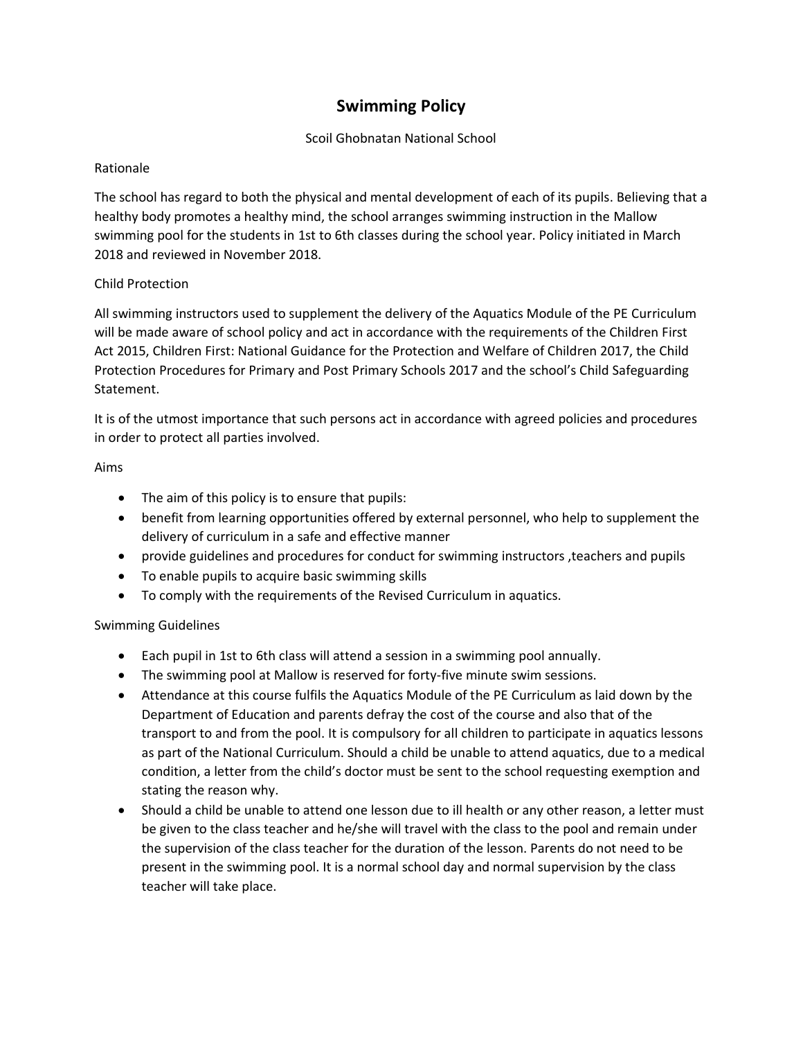# Swimming Policy

Scoil Ghobnatan National School

## Rationale

The school has regard to both the physical and mental development of each of its pupils. Believing that a healthy body promotes a healthy mind, the school arranges swimming instruction in the Mallow swimming pool for the students in 1st to 6th classes during the school year. Policy initiated in March 2018 and reviewed in November 2018.

## Child Protection

All swimming instructors used to supplement the delivery of the Aquatics Module of the PE Curriculum will be made aware of school policy and act in accordance with the requirements of the Children First Act 2015, Children First: National Guidance for the Protection and Welfare of Children 2017, the Child Protection Procedures for Primary and Post Primary Schools 2017 and the school's Child Safeguarding Statement.

It is of the utmost importance that such persons act in accordance with agreed policies and procedures in order to protect all parties involved.

## Aims

- The aim of this policy is to ensure that pupils:
- benefit from learning opportunities offered by external personnel, who help to supplement the delivery of curriculum in a safe and effective manner
- provide guidelines and procedures for conduct for swimming instructors ,teachers and pupils
- To enable pupils to acquire basic swimming skills
- To comply with the requirements of the Revised Curriculum in aquatics.

## Swimming Guidelines

- Each pupil in 1st to 6th class will attend a session in a swimming pool annually.
- The swimming pool at Mallow is reserved for forty-five minute swim sessions.
- Attendance at this course fulfils the Aquatics Module of the PE Curriculum as laid down by the Department of Education and parents defray the cost of the course and also that of the transport to and from the pool. It is compulsory for all children to participate in aquatics lessons as part of the National Curriculum. Should a child be unable to attend aquatics, due to a medical condition, a letter from the child's doctor must be sent to the school requesting exemption and stating the reason why.
- Should a child be unable to attend one lesson due to ill health or any other reason, a letter must be given to the class teacher and he/she will travel with the class to the pool and remain under the supervision of the class teacher for the duration of the lesson. Parents do not need to be present in the swimming pool. It is a normal school day and normal supervision by the class teacher will take place.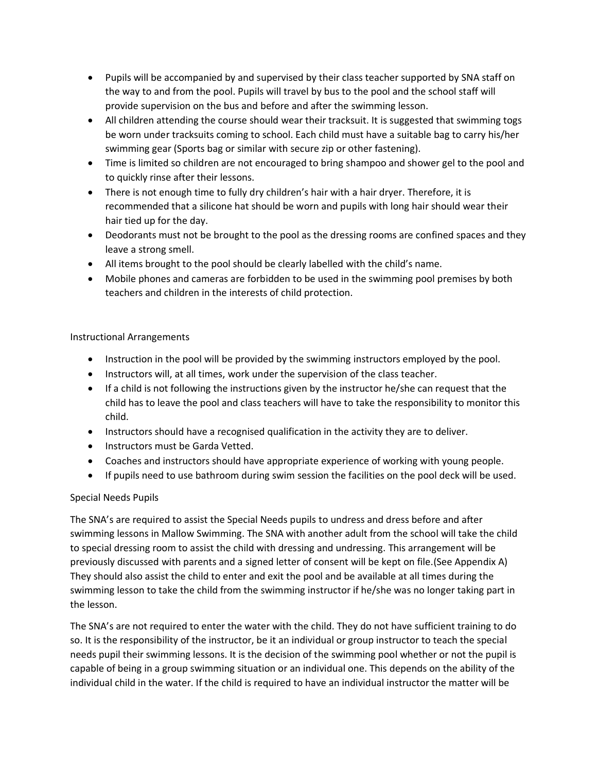- Pupils will be accompanied by and supervised by their class teacher supported by SNA staff on the way to and from the pool. Pupils will travel by bus to the pool and the school staff will provide supervision on the bus and before and after the swimming lesson.
- All children attending the course should wear their tracksuit. It is suggested that swimming togs be worn under tracksuits coming to school. Each child must have a suitable bag to carry his/her swimming gear (Sports bag or similar with secure zip or other fastening).
- Time is limited so children are not encouraged to bring shampoo and shower gel to the pool and to quickly rinse after their lessons.
- There is not enough time to fully dry children's hair with a hair dryer. Therefore, it is recommended that a silicone hat should be worn and pupils with long hair should wear their hair tied up for the day.
- Deodorants must not be brought to the pool as the dressing rooms are confined spaces and they leave a strong smell.
- All items brought to the pool should be clearly labelled with the child's name.
- Mobile phones and cameras are forbidden to be used in the swimming pool premises by both teachers and children in the interests of child protection.

## Instructional Arrangements

- Instruction in the pool will be provided by the swimming instructors employed by the pool.
- Instructors will, at all times, work under the supervision of the class teacher.
- If a child is not following the instructions given by the instructor he/she can request that the child has to leave the pool and class teachers will have to take the responsibility to monitor this child.
- Instructors should have a recognised qualification in the activity they are to deliver.
- Instructors must be Garda Vetted.
- Coaches and instructors should have appropriate experience of working with young people.
- If pupils need to use bathroom during swim session the facilities on the pool deck will be used.

## Special Needs Pupils

The SNA's are required to assist the Special Needs pupils to undress and dress before and after swimming lessons in Mallow Swimming. The SNA with another adult from the school will take the child to special dressing room to assist the child with dressing and undressing. This arrangement will be previously discussed with parents and a signed letter of consent will be kept on file.(See Appendix A) They should also assist the child to enter and exit the pool and be available at all times during the swimming lesson to take the child from the swimming instructor if he/she was no longer taking part in the lesson.

The SNA's are not required to enter the water with the child. They do not have sufficient training to do so. It is the responsibility of the instructor, be it an individual or group instructor to teach the special needs pupil their swimming lessons. It is the decision of the swimming pool whether or not the pupil is capable of being in a group swimming situation or an individual one. This depends on the ability of the individual child in the water. If the child is required to have an individual instructor the matter will be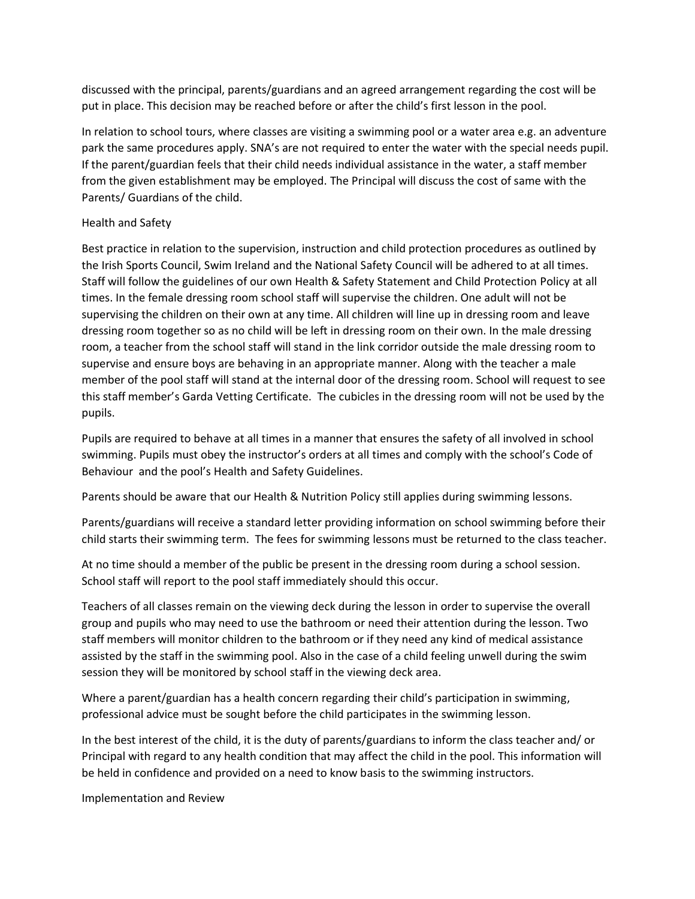discussed with the principal, parents/guardians and an agreed arrangement regarding the cost will be put in place. This decision may be reached before or after the child's first lesson in the pool.

In relation to school tours, where classes are visiting a swimming pool or a water area e.g. an adventure park the same procedures apply. SNA's are not required to enter the water with the special needs pupil. If the parent/guardian feels that their child needs individual assistance in the water, a staff member from the given establishment may be employed. The Principal will discuss the cost of same with the Parents/ Guardians of the child.

## Health and Safety

Best practice in relation to the supervision, instruction and child protection procedures as outlined by the Irish Sports Council, Swim Ireland and the National Safety Council will be adhered to at all times. Staff will follow the guidelines of our own Health & Safety Statement and Child Protection Policy at all times. In the female dressing room school staff will supervise the children. One adult will not be supervising the children on their own at any time. All children will line up in dressing room and leave dressing room together so as no child will be left in dressing room on their own. In the male dressing room, a teacher from the school staff will stand in the link corridor outside the male dressing room to supervise and ensure boys are behaving in an appropriate manner. Along with the teacher a male member of the pool staff will stand at the internal door of the dressing room. School will request to see this staff member's Garda Vetting Certificate. The cubicles in the dressing room will not be used by the pupils.

Pupils are required to behave at all times in a manner that ensures the safety of all involved in school swimming. Pupils must obey the instructor's orders at all times and comply with the school's Code of Behaviour and the pool's Health and Safety Guidelines.

Parents should be aware that our Health & Nutrition Policy still applies during swimming lessons.

Parents/guardians will receive a standard letter providing information on school swimming before their child starts their swimming term. The fees for swimming lessons must be returned to the class teacher.

At no time should a member of the public be present in the dressing room during a school session. School staff will report to the pool staff immediately should this occur.

Teachers of all classes remain on the viewing deck during the lesson in order to supervise the overall group and pupils who may need to use the bathroom or need their attention during the lesson. Two staff members will monitor children to the bathroom or if they need any kind of medical assistance assisted by the staff in the swimming pool. Also in the case of a child feeling unwell during the swim session they will be monitored by school staff in the viewing deck area.

Where a parent/guardian has a health concern regarding their child's participation in swimming, professional advice must be sought before the child participates in the swimming lesson.

In the best interest of the child, it is the duty of parents/guardians to inform the class teacher and/ or Principal with regard to any health condition that may affect the child in the pool. This information will be held in confidence and provided on a need to know basis to the swimming instructors.

## Implementation and Review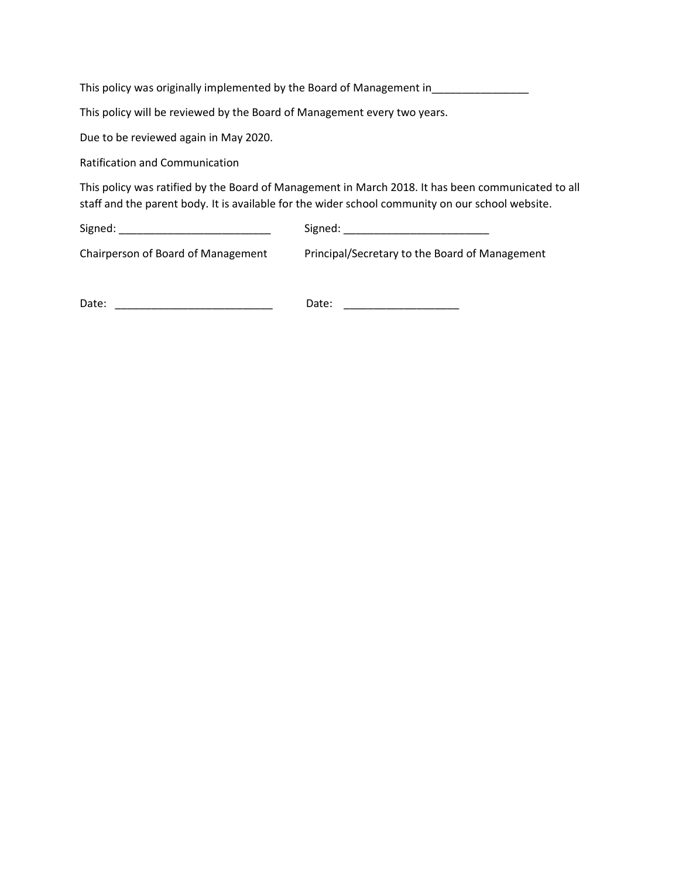This policy was originally implemented by the Board of Management in________________

This policy will be reviewed by the Board of Management every two years.

Due to be reviewed again in May 2020.

Ratification and Communication

This policy was ratified by the Board of Management in March 2018. It has been communicated to all staff and the parent body. It is available for the wider school community on our school website.

Signed: _________________________ Signed: ________________________

Chairperson of Board of Management Principal/Secretary to the Board of Management

Date: __________________________ Date: ___________________